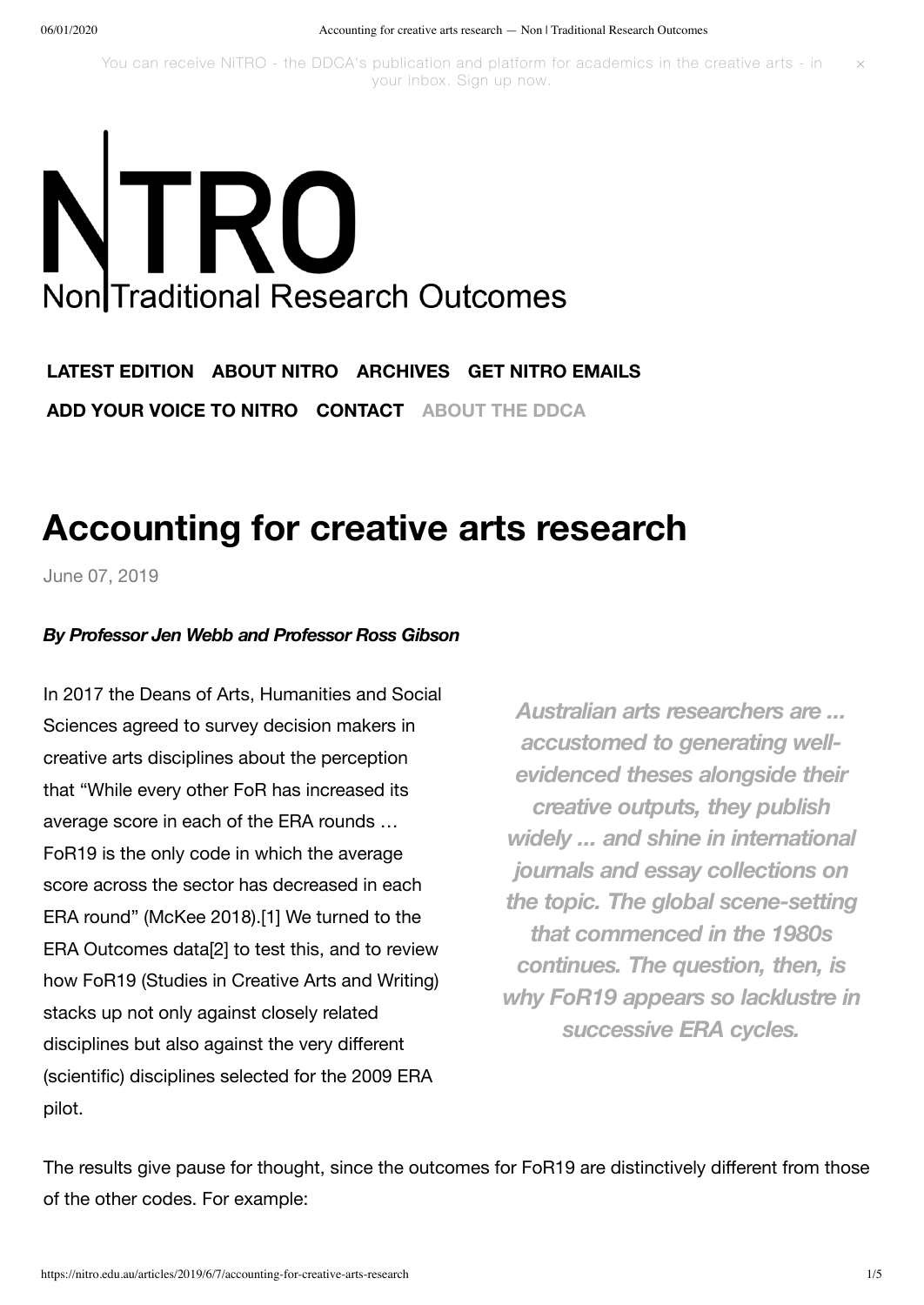You can receive NiTRO - the DDCA's publication and platform for academics in the creative arts - in your inbox. Sign up now.

# NiTRO
Non|Traditional Research Outcomes

**LATEST EDITION** **ABOUT NITRO** **ARCHIVES** **GET NITRO EMAILS** **ADD YOUR VOICE TO NITRO** **CONTACT** **ABOUT THE DDCA**

# Accounting for creative arts research

June 07, 2019

***By Professor Jen Webb and Professor Ross Gibson***

In 2017 the Deans of Arts, Humanities and Social Sciences agreed to survey decision makers in creative arts disciplines about the perception that "While every other FoR has increased its average score in each of the ERA rounds … FoR19 is the only code in which the average score across the sector has decreased in each ERA round" (McKee 2018).[1] We turned to the ERA Outcomes data[2] to test this, and to review how FoR19 (Studies in Creative Arts and Writing) stacks up not only against closely related disciplines but also against the very different (scientific) disciplines selected for the 2009 ERA pilot.

> ***Australian arts researchers are ... accustomed to generating well-evidenced theses alongside their creative outputs, they publish widely ... and shine in international journals and essay collections on the topic. The global scene-setting that commenced in the 1980s continues. The question, then, is why FoR19 appears so lacklustre in successive ERA cycles.***

The results give pause for thought, since the outcomes for FoR19 are distinctively different from those of the other codes. For example: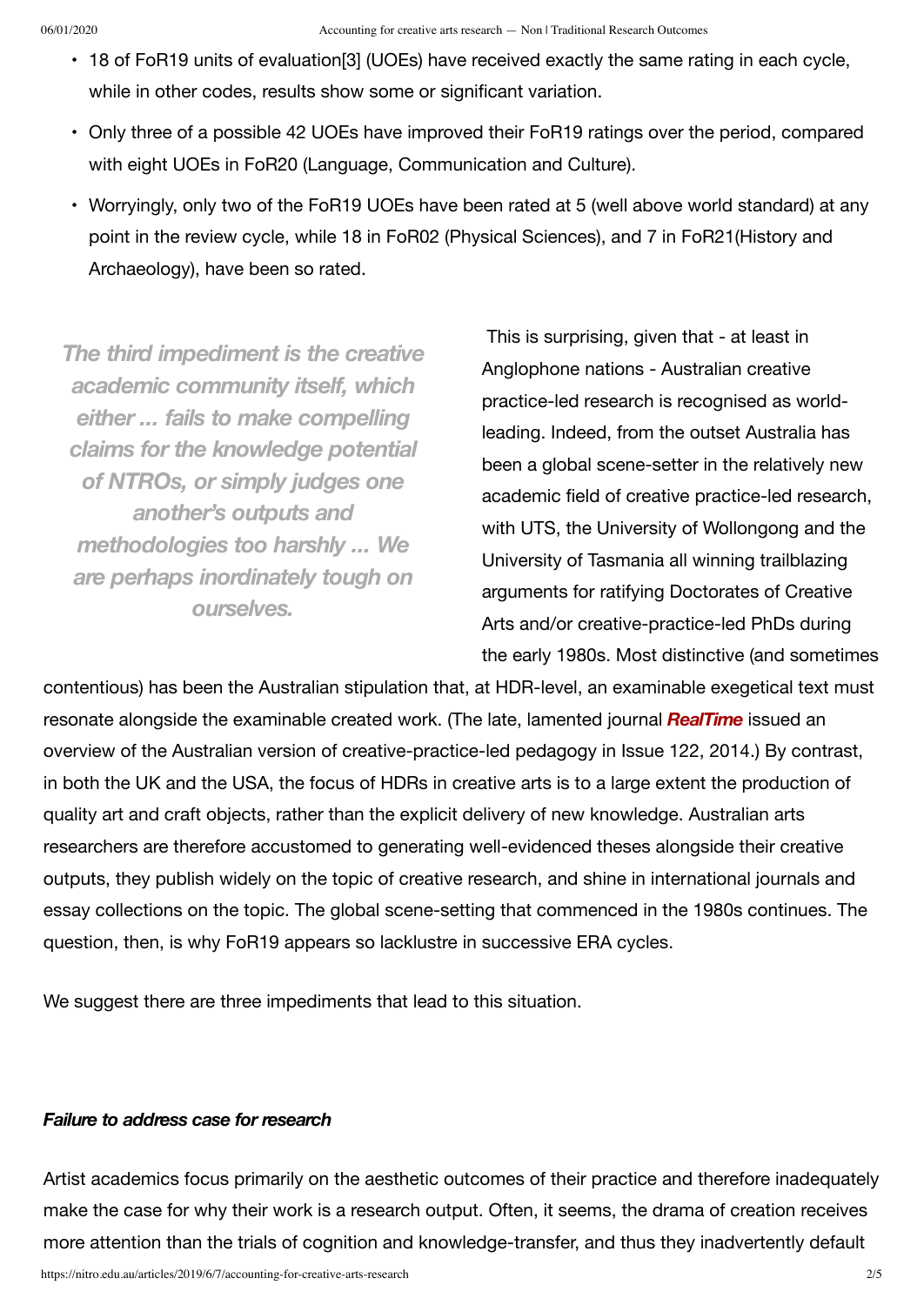- 18 of FoR19 units of evaluation[3] (UOEs) have received exactly the same rating in each cycle, while in other codes, results show some or significant variation.
- Only three of a possible 42 UOEs have improved their FoR19 ratings over the period, compared with eight UOEs in FoR20 (Language, Communication and Culture).
- Worryingly, only two of the FoR19 UOEs have been rated at 5 (well above world standard) at any point in the review cycle, while 18 in FoR02 (Physical Sciences), and 7 in FoR21(History and Archaeology), have been so rated.

> ***The third impediment is the creative academic community itself, which either ... fails to make compelling claims for the knowledge potential of NTROs, or simply judges one another's outputs and methodologies too harshly ... We are perhaps inordinately tough on ourselves.***

This is surprising, given that - at least in Anglophone nations - Australian creative practice-led research is recognised as world-leading. Indeed, from the outset Australia has been a global scene-setter in the relatively new academic field of creative practice-led research, with UTS, the University of Wollongong and the University of Tasmania all winning trailblazing arguments for ratifying Doctorates of Creative Arts and/or creative-practice-led PhDs during the early 1980s. Most distinctive (and sometimes contentious) has been the Australian stipulation that, at HDR-level, an examinable exegetical text must resonate alongside the examinable created work. (The late, lamented journal ***RealTime*** issued an overview of the Australian version of creative-practice-led pedagogy in Issue 122, 2014.) By contrast, in both the UK and the USA, the focus of HDRs in creative arts is to a large extent the production of quality art and craft objects, rather than the explicit delivery of new knowledge. Australian arts researchers are therefore accustomed to generating well-evidenced theses alongside their creative outputs, they publish widely on the topic of creative research, and shine in international journals and essay collections on the topic. The global scene-setting that commenced in the 1980s continues. The question, then, is why FoR19 appears so lacklustre in successive ERA cycles.

We suggest there are three impediments that lead to this situation.

### ***Failure to address case for research***

Artist academics focus primarily on the aesthetic outcomes of their practice and therefore inadequately make the case for why their work is a research output. Often, it seems, the drama of creation receives more attention than the trials of cognition and knowledge-transfer, and thus they inadvertently default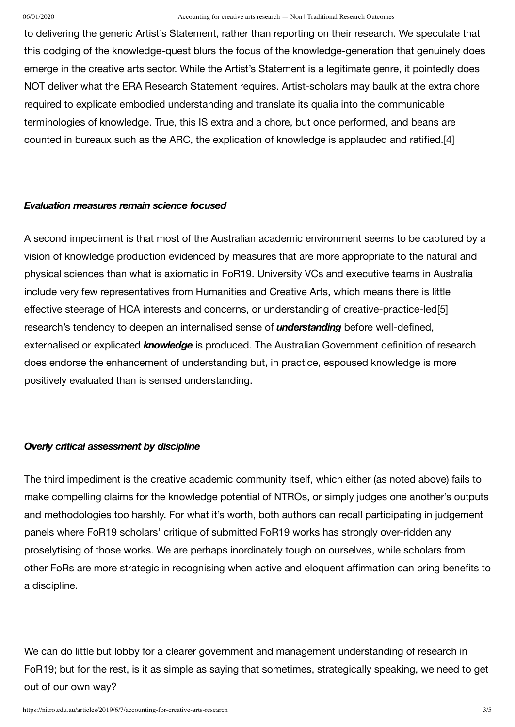to delivering the generic Artist's Statement, rather than reporting on their research. We speculate that this dodging of the knowledge-quest blurs the focus of the knowledge-generation that genuinely does emerge in the creative arts sector. While the Artist's Statement is a legitimate genre, it pointedly does NOT deliver what the ERA Research Statement requires. Artist-scholars may baulk at the extra chore required to explicate embodied understanding and translate its qualia into the communicable terminologies of knowledge. True, this IS extra and a chore, but once performed, and beans are counted in bureaux such as the ARC, the explication of knowledge is applauded and ratified.[4]

***Evaluation measures remain science focused***

A second impediment is that most of the Australian academic environment seems to be captured by a vision of knowledge production evidenced by measures that are more appropriate to the natural and physical sciences than what is axiomatic in FoR19. University VCs and executive teams in Australia include very few representatives from Humanities and Creative Arts, which means there is little effective steerage of HCA interests and concerns, or understanding of creative-practice-led[5] research's tendency to deepen an internalised sense of ***understanding*** before well-defined, externalised or explicated ***knowledge*** is produced. The Australian Government definition of research does endorse the enhancement of understanding but, in practice, espoused knowledge is more positively evaluated than is sensed understanding.

***Overly critical assessment by discipline***

The third impediment is the creative academic community itself, which either (as noted above) fails to make compelling claims for the knowledge potential of NTROs, or simply judges one another's outputs and methodologies too harshly. For what it's worth, both authors can recall participating in judgement panels where FoR19 scholars' critique of submitted FoR19 works has strongly over-ridden any proselytising of those works. We are perhaps inordinately tough on ourselves, while scholars from other FoRs are more strategic in recognising when active and eloquent affirmation can bring benefits to a discipline.

We can do little but lobby for a clearer government and management understanding of research in FoR19; but for the rest, is it as simple as saying that sometimes, strategically speaking, we need to get out of our own way?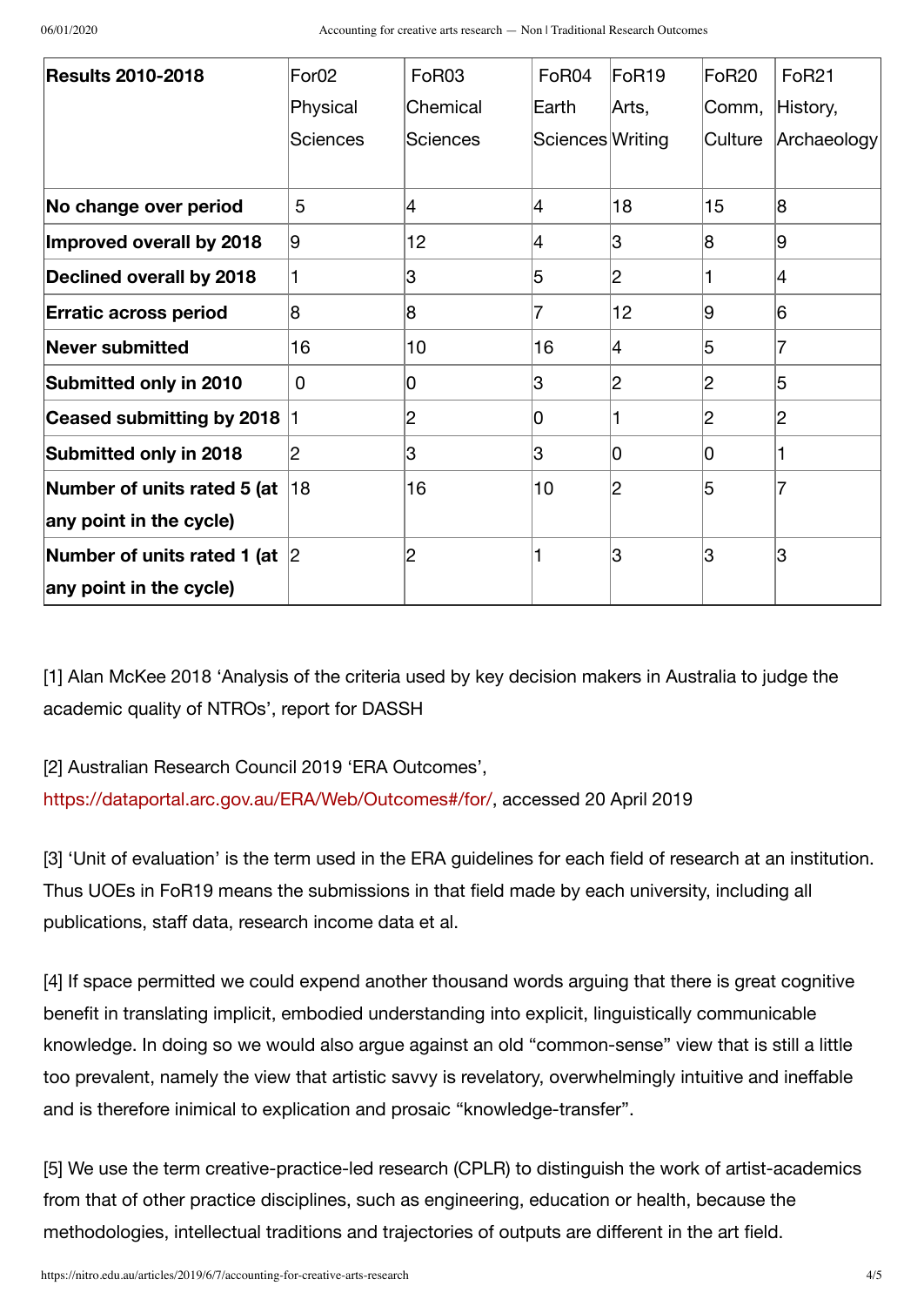| Results 2010-2018 | For02 Physical Sciences | FoR03 Chemical Sciences | FoR04 Earth Sciences | FoR19 Arts, Writing | FoR20 Comm, Culture | FoR21 History, Archaeology |
|---|---|---|---|---|---|---|
| **No change over period** | 5 | 4 | 4 | 18 | 15 | 8 |
| **Improved overall by 2018** | 9 | 12 | 4 | 3 | 8 | 9 |
| **Declined overall by 2018** | 1 | 3 | 5 | 2 | 1 | 4 |
| **Erratic across period** | 8 | 8 | 7 | 12 | 9 | 6 |
| **Never submitted** | 16 | 10 | 16 | 4 | 5 | 7 |
| **Submitted only in 2010** | 0 | 0 | 3 | 2 | 2 | 5 |
| **Ceased submitting by 2018** | 1 | 2 | 0 | 1 | 2 | 2 |
| **Submitted only in 2018** | 2 | 3 | 3 | 0 | 0 | 1 |
| **Number of units rated 5 (at any point in the cycle)** | 18 | 16 | 10 | 2 | 5 | 7 |
| **Number of units rated 1 (at any point in the cycle)** | 2 | 2 | 1 | 3 | 3 | 3 |

[1] Alan McKee 2018 'Analysis of the criteria used by key decision makers in Australia to judge the academic quality of NTROs', report for DASSH

[2] Australian Research Council 2019 'ERA Outcomes', https://dataportal.arc.gov.au/ERA/Web/Outcomes#/for/, accessed 20 April 2019

[3] 'Unit of evaluation' is the term used in the ERA guidelines for each field of research at an institution. Thus UOEs in FoR19 means the submissions in that field made by each university, including all publications, staff data, research income data et al.

[4] If space permitted we could expend another thousand words arguing that there is great cognitive benefit in translating implicit, embodied understanding into explicit, linguistically communicable knowledge. In doing so we would also argue against an old "common-sense" view that is still a little too prevalent, namely the view that artistic savvy is revelatory, overwhelmingly intuitive and ineffable and is therefore inimical to explication and prosaic "knowledge-transfer".

[5] We use the term creative-practice-led research (CPLR) to distinguish the work of artist-academics from that of other practice disciplines, such as engineering, education or health, because the methodologies, intellectual traditions and trajectories of outputs are different in the art field.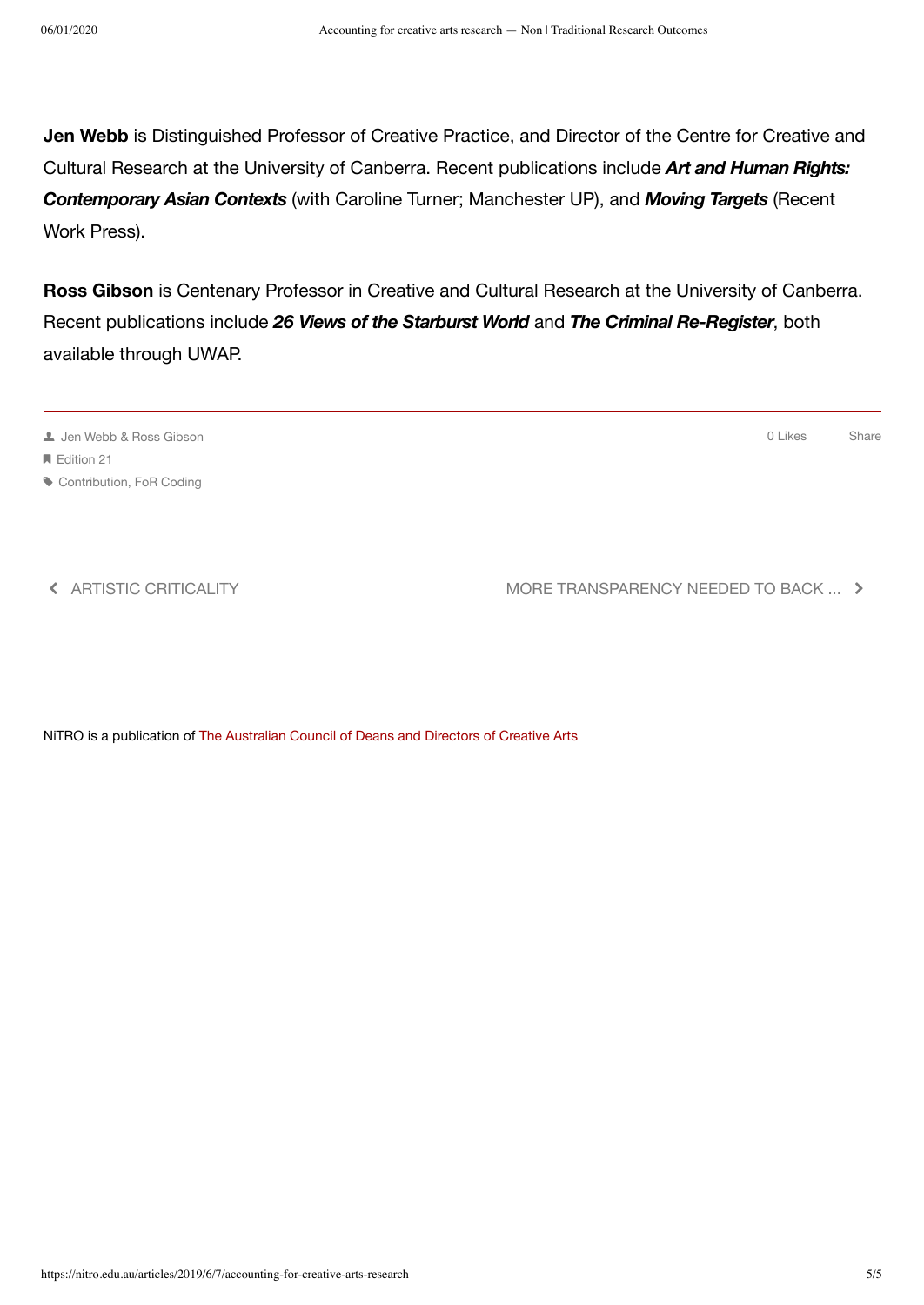**Jen Webb** is Distinguished Professor of Creative Practice, and Director of the Centre for Creative and Cultural Research at the University of Canberra. Recent publications include ***Art and Human Rights: Contemporary Asian Contexts*** (with Caroline Turner; Manchester UP), and ***Moving Targets*** (Recent Work Press).

**Ross Gibson** is Centenary Professor in Creative and Cultural Research at the University of Canberra. Recent publications include ***26 Views of the Starburst World*** and ***The Criminal Re-Register***, both available through UWAP.

---

Jen Webb & Ross Gibson

Edition 21

Contribution, FoR Coding

0 Likes Share

‹ ARTISTIC CRITICALITY

MORE TRANSPARENCY NEEDED TO BACK ... ›

NiTRO is a publication of The Australian Council of Deans and Directors of Creative Arts